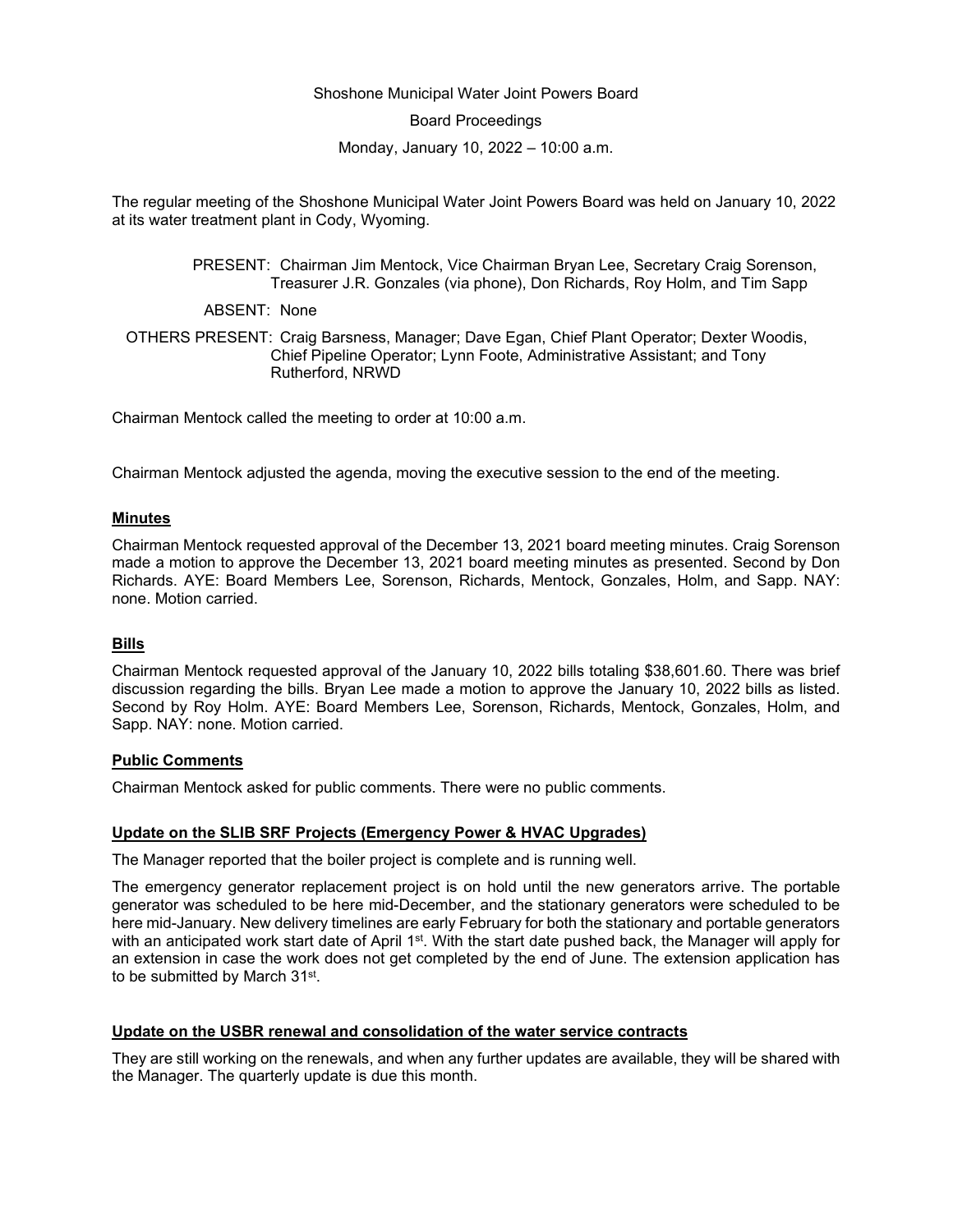Shoshone Municipal Water Joint Powers Board

Board Proceedings

Monday, January 10, 2022 – 10:00 a.m.

The regular meeting of the Shoshone Municipal Water Joint Powers Board was held on January 10, 2022 at its water treatment plant in Cody, Wyoming.

PRESENT: Chairman Jim Mentock, Vice Chairman Bryan Lee, Secretary Craig Sorenson, Treasurer J.R. Gonzales (via phone), Don Richards, Roy Holm, and Tim Sapp

ABSENT: None

OTHERS PRESENT: Craig Barsness, Manager; Dave Egan, Chief Plant Operator; Dexter Woodis, Chief Pipeline Operator; Lynn Foote, Administrative Assistant; and Tony Rutherford, NRWD

Chairman Mentock called the meeting to order at 10:00 a.m.

Chairman Mentock adjusted the agenda, moving the executive session to the end of the meeting.

## Minutes

Chairman Mentock requested approval of the December 13, 2021 board meeting minutes. Craig Sorenson made a motion to approve the December 13, 2021 board meeting minutes as presented. Second by Don Richards. AYE: Board Members Lee, Sorenson, Richards, Mentock, Gonzales, Holm, and Sapp. NAY: none. Motion carried.

## Bills

Chairman Mentock requested approval of the January 10, 2022 bills totaling $38,601.60. There was brief discussion regarding the bills. Bryan Lee made a motion to approve the January 10, 2022 bills as listed. Second by Roy Holm. AYE: Board Members Lee, Sorenson, Richards, Mentock, Gonzales, Holm, and Sapp. NAY: none. Motion carried.

## Public Comments

Chairman Mentock asked for public comments. There were no public comments.

## Update on the SLIB SRF Projects (Emergency Power & HVAC Upgrades)

The Manager reported that the boiler project is complete and is running well.

The emergency generator replacement project is on hold until the new generators arrive. The portable generator was scheduled to be here mid-December, and the stationary generators were scheduled to be here mid-January. New delivery timelines are early February for both the stationary and portable generators with an anticipated work start date of April 1st. With the start date pushed back, the Manager will apply for an extension in case the work does not get completed by the end of June. The extension application has to be submitted by March 31st.

## Update on the USBR renewal and consolidation of the water service contracts

They are still working on the renewals, and when any further updates are available, they will be shared with the Manager. The quarterly update is due this month.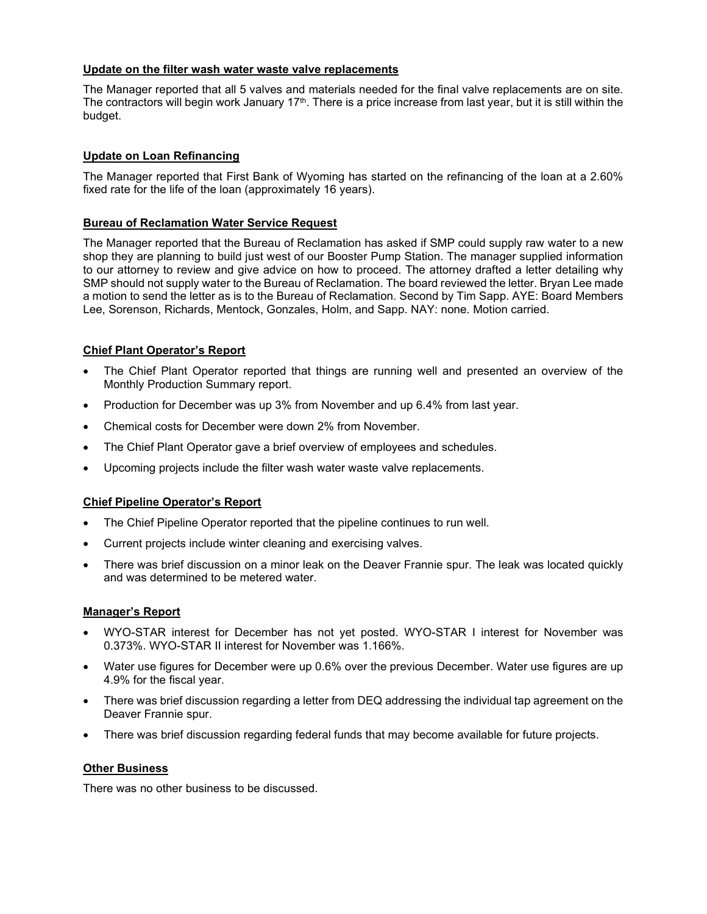## Update on the filter wash water waste valve replacements

The Manager reported that all 5 valves and materials needed for the final valve replacements are on site. The contractors will begin work January 17th. There is a price increase from last year, but it is still within the budget.

## Update on Loan Refinancing

The Manager reported that First Bank of Wyoming has started on the refinancing of the loan at a 2.60% fixed rate for the life of the loan (approximately 16 years).

## Bureau of Reclamation Water Service Request

The Manager reported that the Bureau of Reclamation has asked if SMP could supply raw water to a new shop they are planning to build just west of our Booster Pump Station. The manager supplied information to our attorney to review and give advice on how to proceed. The attorney drafted a letter detailing why SMP should not supply water to the Bureau of Reclamation. The board reviewed the letter. Bryan Lee made a motion to send the letter as is to the Bureau of Reclamation. Second by Tim Sapp. AYE: Board Members Lee, Sorenson, Richards, Mentock, Gonzales, Holm, and Sapp. NAY: none. Motion carried.

## Chief Plant Operator's Report

- The Chief Plant Operator reported that things are running well and presented an overview of the Monthly Production Summary report.
- Production for December was up 3% from November and up 6.4% from last year.
- Chemical costs for December were down 2% from November.
- The Chief Plant Operator gave a brief overview of employees and schedules.
- Upcoming projects include the filter wash water waste valve replacements.

## Chief Pipeline Operator's Report

- The Chief Pipeline Operator reported that the pipeline continues to run well.
- Current projects include winter cleaning and exercising valves.
- There was brief discussion on a minor leak on the Deaver Frannie spur. The leak was located quickly and was determined to be metered water.

## Manager's Report

- WYO-STAR interest for December has not yet posted. WYO-STAR I interest for November was 0.373%. WYO-STAR II interest for November was 1.166%.
- Water use figures for December were up 0.6% over the previous December. Water use figures are up 4.9% for the fiscal year.
- There was brief discussion regarding a letter from DEQ addressing the individual tap agreement on the Deaver Frannie spur.
- There was brief discussion regarding federal funds that may become available for future projects.

## Other Business

There was no other business to be discussed.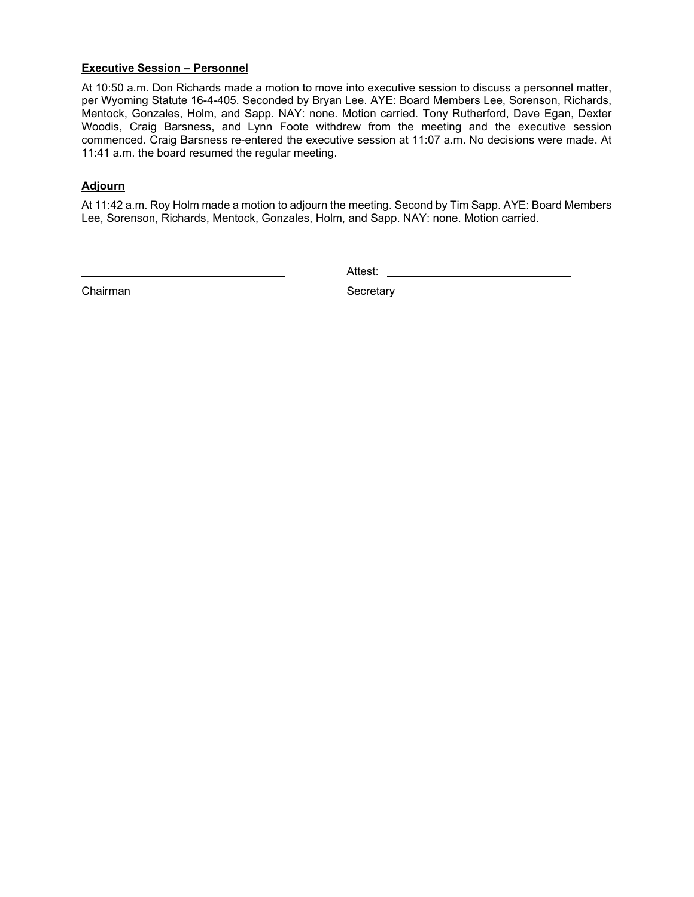**Executive Session – Personnel**

At 10:50 a.m. Don Richards made a motion to move into executive session to discuss a personnel matter, per Wyoming Statute 16-4-405. Seconded by Bryan Lee. AYE: Board Members Lee, Sorenson, Richards, Mentock, Gonzales, Holm, and Sapp. NAY: none. Motion carried. Tony Rutherford, Dave Egan, Dexter Woodis, Craig Barsness, and Lynn Foote withdrew from the meeting and the executive session commenced. Craig Barsness re-entered the executive session at 11:07 a.m. No decisions were made. At 11:41 a.m. the board resumed the regular meeting.

**Adjourn**

At 11:42 a.m. Roy Holm made a motion to adjourn the meeting. Second by Tim Sapp. AYE: Board Members Lee, Sorenson, Richards, Mentock, Gonzales, Holm, and Sapp. NAY: none. Motion carried.

\_\_\_\_\_\_\_\_\_\_\_\_\_\_\_\_\_\_\_\_\_\_\_\_\_\_\_\_\_\_ Attest: \_\_\_\_\_\_\_\_\_\_\_\_\_\_\_\_\_\_\_\_\_\_\_\_\_\_\_\_\_\_

Chairman Secretary